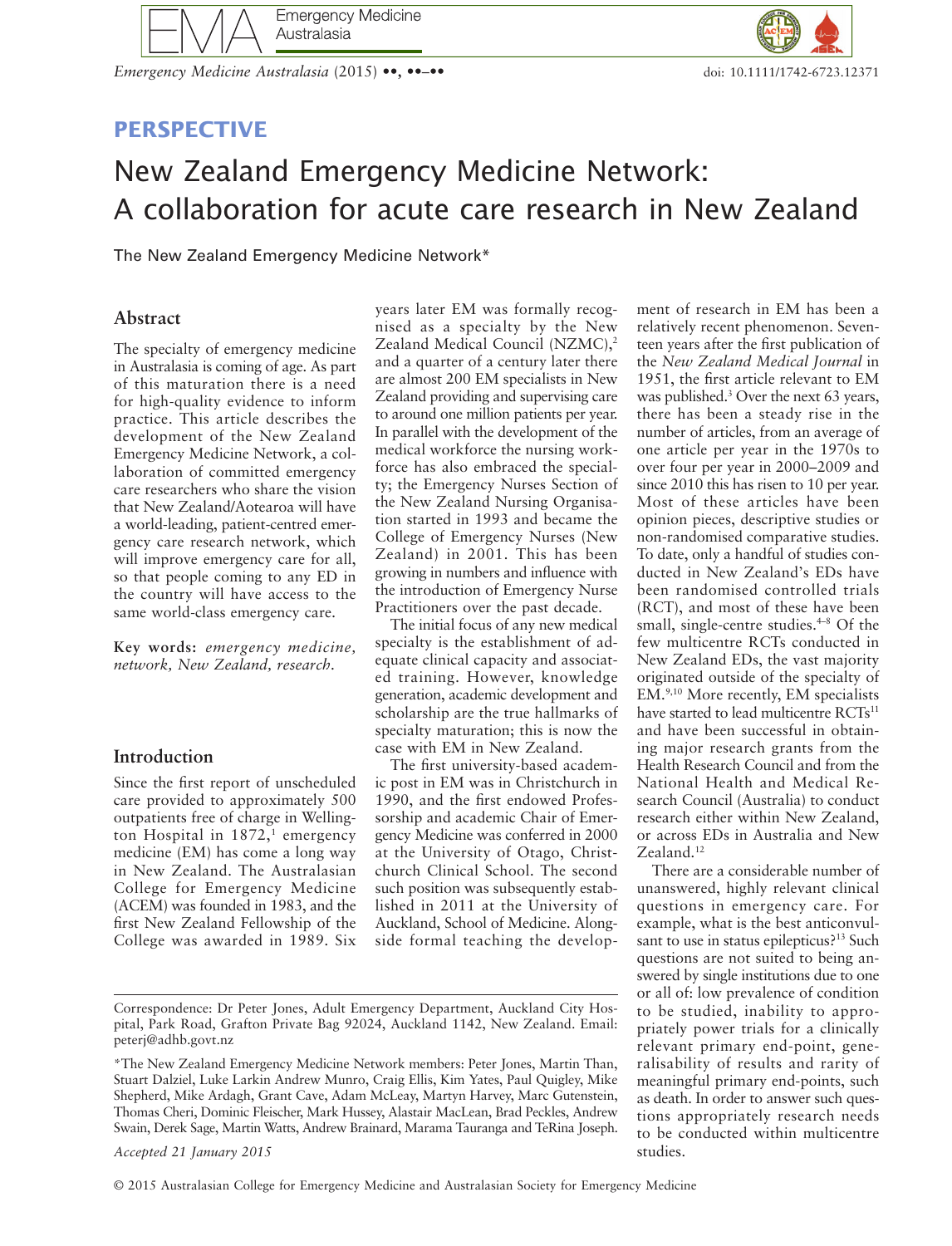**PERSPECTIVE**

# New Zealand Emergency Medicine Network: A collaboration for acute care research in New Zealand

The New Zealand Emergency Medicine Network*

## Abstract

The specialty of emergency medicine in Australasia is coming of age. As part of this maturation there is a need for high-quality evidence to inform practice. This article describes the development of the New Zealand Emergency Medicine Network, a collaboration of committed emergency care researchers who share the vision that New Zealand/Aotearoa will have a world-leading, patient-centred emergency care research network, which will improve emergency care for all, so that people coming to any ED in the country will have access to the same world-class emergency care.

**Key words:** *emergency medicine, network, New Zealand, research.*

## Introduction

Since the first report of unscheduled care provided to approximately 500 outpatients free of charge in Wellington Hospital in 1872,[1] emergency medicine (EM) has come a long way in New Zealand. The Australasian College for Emergency Medicine (ACEM) was founded in 1983, and the first New Zealand Fellowship of the College was awarded in 1989. Six years later EM was formally recognised as a specialty by the New Zealand Medical Council (NZMC),[2] and a quarter of a century later there are almost 200 EM specialists in New Zealand providing and supervising care to around one million patients per year. In parallel with the development of the medical workforce the nursing workforce has also embraced the specialty; the Emergency Nurses Section of the New Zealand Nursing Organisation started in 1993 and became the College of Emergency Nurses (New Zealand) in 2001. This has been growing in numbers and influence with the introduction of Emergency Nurse Practitioners over the past decade.

The initial focus of any new medical specialty is the establishment of adequate clinical capacity and associated training. However, knowledge generation, academic development and scholarship are the true hallmarks of specialty maturation; this is now the case with EM in New Zealand.

The first university-based academic post in EM was in Christchurch in 1990, and the first endowed Professorship and academic Chair of Emergency Medicine was conferred in 2000 at the University of Otago, Christchurch Clinical School. The second such position was subsequently established in 2011 at the University of Auckland, School of Medicine. Alongside formal teaching the development of research in EM has been a relatively recent phenomenon. Seventeen years after the first publication of the *New Zealand Medical Journal* in 1951, the first article relevant to EM was published.[3] Over the next 63 years, there has been a steady rise in the number of articles, from an average of one article per year in the 1970s to over four per year in 2000–2009 and since 2010 this has risen to 10 per year. Most of these articles have been opinion pieces, descriptive studies or non-randomised comparative studies. To date, only a handful of studies conducted in New Zealand's EDs have been randomised controlled trials (RCT), and most of these have been small, single-centre studies.[4–8] Of the few multicentre RCTs conducted in New Zealand EDs, the vast majority originated outside of the specialty of EM.[9,10] More recently, EM specialists have started to lead multicentre RCTs[11] and have been successful in obtaining major research grants from the Health Research Council and from the National Health and Medical Research Council (Australia) to conduct research either within New Zealand, or across EDs in Australia and New Zealand.[12]

There are a considerable number of unanswered, highly relevant clinical questions in emergency care. For example, what is the best anticonvulsant to use in status epilepticus?[13] Such questions are not suited to being answered by single institutions due to one or all of: low prevalence of condition to be studied, inability to appropriately power trials for a clinically relevant primary end-point, generalisability of results and rarity of meaningful primary end-points, such as death. In order to answer such questions appropriately research needs to be conducted within multicentre studies.

---

Correspondence: Dr Peter Jones, Adult Emergency Department, Auckland City Hospital, Park Road, Grafton Private Bag 92024, Auckland 1142, New Zealand. Email: peterj@adhb.govt.nz

*The New Zealand Emergency Medicine Network members: Peter Jones, Martin Than, Stuart Dalziel, Luke Larkin Andrew Munro, Craig Ellis, Kim Yates, Paul Quigley, Mike Shepherd, Mike Ardagh, Grant Cave, Adam McLeay, Martyn Harvey, Marc Gutenstein, Thomas Cheri, Dominic Fleischer, Mark Hussey, Alastair MacLean, Brad Peckles, Andrew Swain, Derek Sage, Martin Watts, Andrew Brainard, Marama Tauranga and TeRina Joseph.

*Accepted 21 January 2015*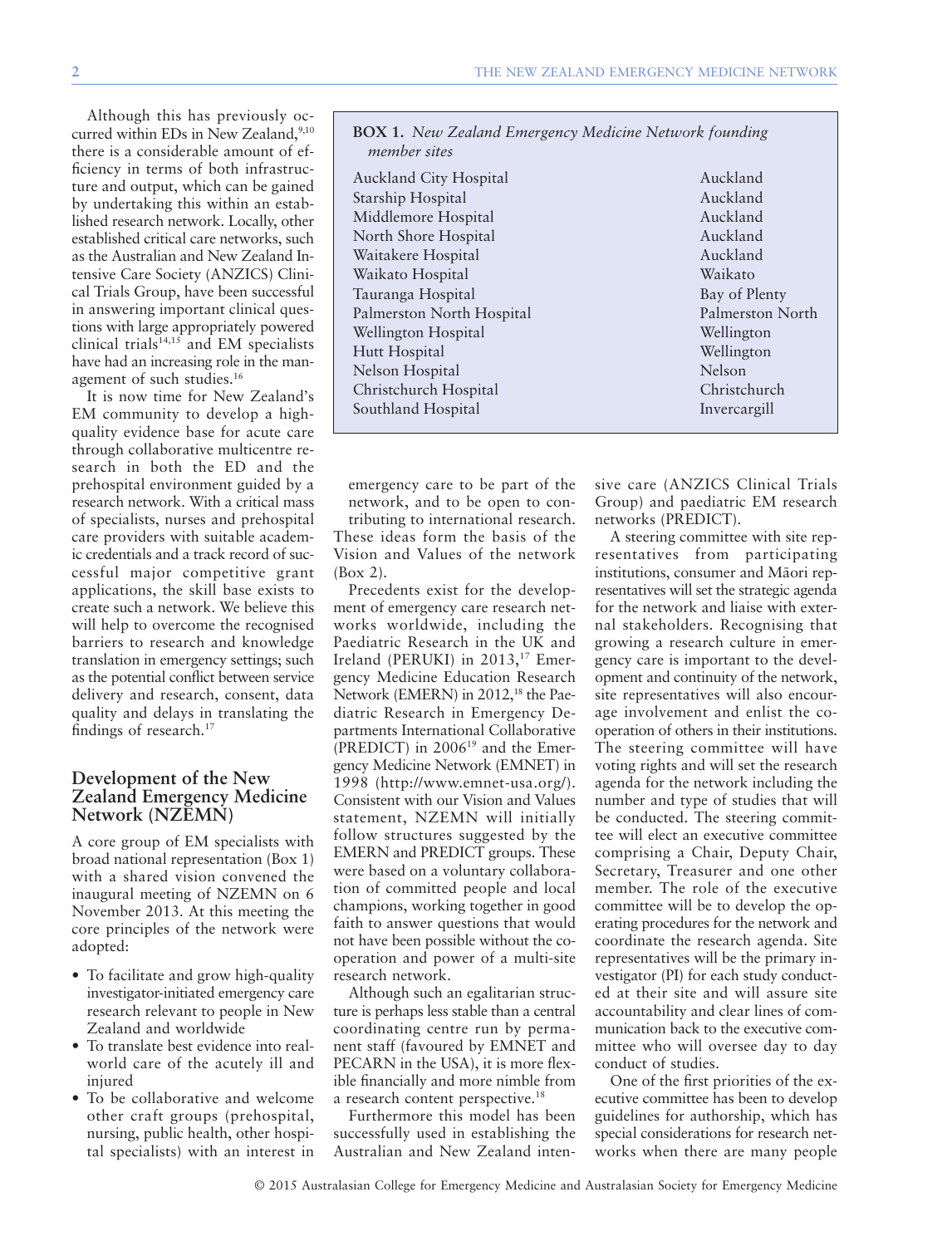Although this has previously occurred within EDs in New Zealand,[9,10] there is a considerable amount of efficiency in terms of both infrastructure and output, which can be gained by undertaking this within an established research network. Locally, other established critical care networks, such as the Australian and New Zealand Intensive Care Society (ANZICS) Clinical Trials Group, have been successful in answering important clinical questions with large appropriately powered clinical trials[14,15] and EM specialists have had an increasing role in the management of such studies.[16]

It is now time for New Zealand's EM community to develop a high-quality evidence base for acute care through collaborative multicentre research in both the ED and the prehospital environment guided by a research network. With a critical mass of specialists, nurses and prehospital care providers with suitable academic credentials and a track record of successful major competitive grant applications, the skill base exists to create such a network. We believe this will help to overcome the recognised barriers to research and knowledge translation in emergency settings; such as the potential conflict between service delivery and research, consent, data quality and delays in translating the findings of research.[17]

**BOX 1.** *New Zealand Emergency Medicine Network founding member sites*

| | |
|---|---|
| Auckland City Hospital | Auckland |
| Starship Hospital | Auckland |
| Middlemore Hospital | Auckland |
| North Shore Hospital | Auckland |
| Waitakere Hospital | Auckland |
| Waikato Hospital | Waikato |
| Tauranga Hospital | Bay of Plenty |
| Palmerston North Hospital | Palmerston North |
| Wellington Hospital | Wellington |
| Hutt Hospital | Wellington |
| Nelson Hospital | Nelson |
| Christchurch Hospital | Christchurch |
| Southland Hospital | Invercargill |

## Development of the New Zealand Emergency Medicine Network (NZEMN)

A core group of EM specialists with broad national representation (Box 1) with a shared vision convened the inaugural meeting of NZEMN on 6 November 2013. At this meeting the core principles of the network were adopted:

- To facilitate and grow high-quality investigator-initiated emergency care research relevant to people in New Zealand and worldwide
- To translate best evidence into real-world care of the acutely ill and injured
- To be collaborative and welcome other craft groups (prehospital, nursing, public health, other hospital specialists) with an interest in emergency care to be part of the network, and to be open to contributing to international research.

These ideas form the basis of the Vision and Values of the network (Box 2).

Precedents exist for the development of emergency care research networks worldwide, including the Paediatric Research in the UK and Ireland (PERUKI) in 2013,[17] Emergency Medicine Education Research Network (EMERN) in 2012,[18] the Paediatric Research in Emergency Departments International Collaborative (PREDICT) in 2006[19] and the Emergency Medicine Network (EMNET) in 1998 (http://www.emnet-usa.org/). Consistent with our Vision and Values statement, NZEMN will initially follow structures suggested by the EMERN and PREDICT groups. These were based on a voluntary collaboration of committed people and local champions, working together in good faith to answer questions that would not have been possible without the co-operation and power of a multi-site research network.

Although such an egalitarian structure is perhaps less stable than a central coordinating centre run by permanent staff (favoured by EMNET and PECARN in the USA), it is more flexible financially and more nimble from a research content perspective.[18]

Furthermore this model has been successfully used in establishing the Australian and New Zealand intensive care (ANZICS Clinical Trials Group) and paediatric EM research networks (PREDICT).

A steering committee with site representatives from participating institutions, consumer and Māori representatives will set the strategic agenda for the network and liaise with external stakeholders. Recognising that growing a research culture in emergency care is important to the development and continuity of the network, site representatives will also encourage involvement and enlist the co-operation of others in their institutions. The steering committee will have voting rights and will set the research agenda for the network including the number and type of studies that will be conducted. The steering committee will elect an executive committee comprising a Chair, Deputy Chair, Secretary, Treasurer and one other member. The role of the executive committee will be to develop the operating procedures for the network and coordinate the research agenda. Site representatives will be the primary investigator (PI) for each study conducted at their site and will assure site accountability and clear lines of communication back to the executive committee who will oversee day to day conduct of studies.

One of the first priorities of the executive committee has been to develop guidelines for authorship, which has special considerations for research networks when there are many people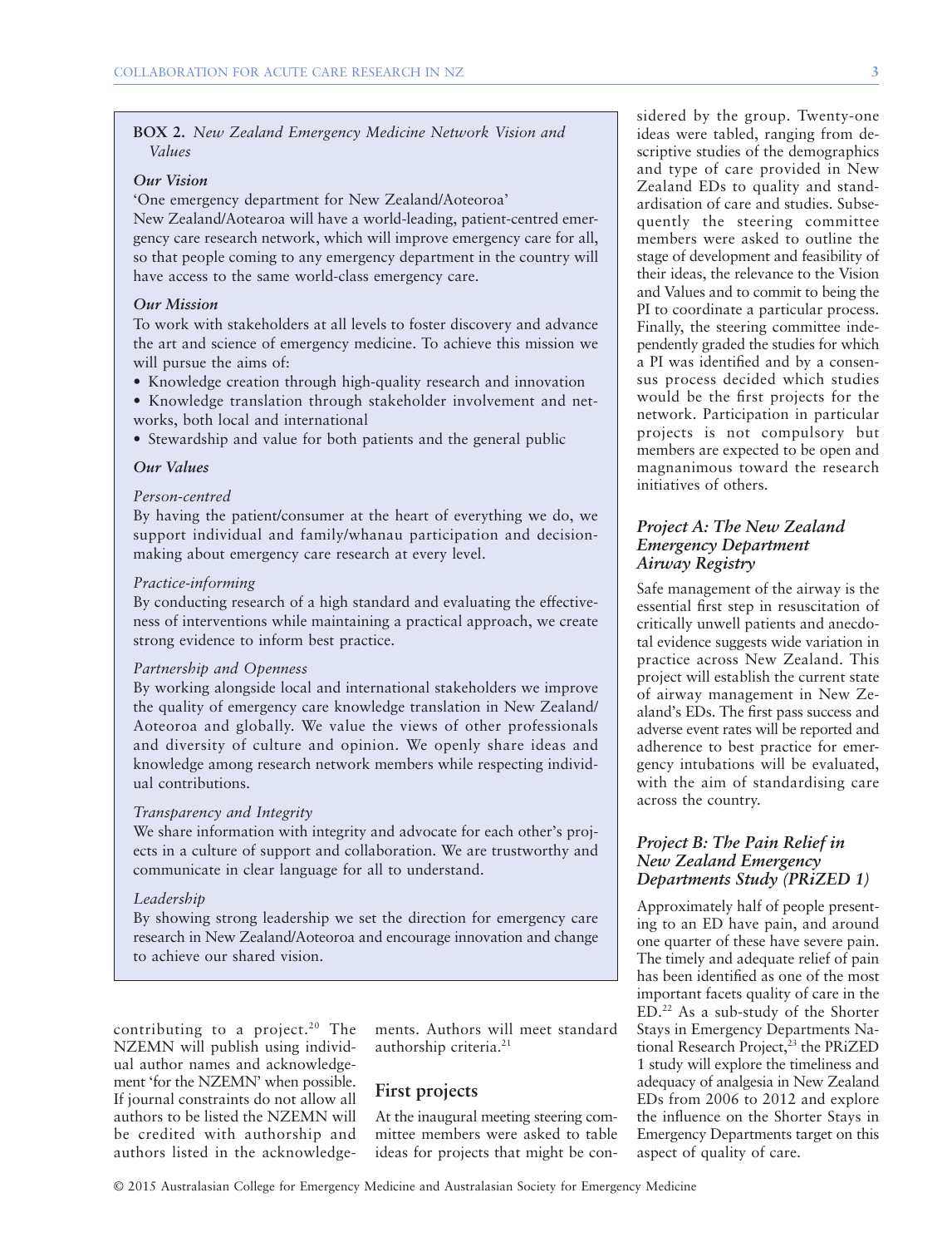**BOX 2.** *New Zealand Emergency Medicine Network Vision and Values*

***Our Vision***

'One emergency department for New Zealand/Aoteoroa'

New Zealand/Aotearoa will have a world-leading, patient-centred emergency care research network, which will improve emergency care for all, so that people coming to any emergency department in the country will have access to the same world-class emergency care.

***Our Mission***

To work with stakeholders at all levels to foster discovery and advance the art and science of emergency medicine. To achieve this mission we will pursue the aims of:

- Knowledge creation through high-quality research and innovation
- Knowledge translation through stakeholder involvement and networks, both local and international
- Stewardship and value for both patients and the general public

***Our Values***

*Person-centred*

By having the patient/consumer at the heart of everything we do, we support individual and family/whanau participation and decision-making about emergency care research at every level.

*Practice-informing*

By conducting research of a high standard and evaluating the effectiveness of interventions while maintaining a practical approach, we create strong evidence to inform best practice.

*Partnership and Openness*

By working alongside local and international stakeholders we improve the quality of emergency care knowledge translation in New Zealand/Aoteoroa and globally. We value the views of other professionals and diversity of culture and opinion. We openly share ideas and knowledge among research network members while respecting individual contributions.

*Transparency and Integrity*

We share information with integrity and advocate for each other's projects in a culture of support and collaboration. We are trustworthy and communicate in clear language for all to understand.

*Leadership*

By showing strong leadership we set the direction for emergency care research in New Zealand/Aoteoroa and encourage innovation and change to achieve our shared vision.

contributing to a project.[20] The NZEMN will publish using individual author names and acknowledgement 'for the NZEMN' when possible. If journal constraints do not allow all authors to be listed the NZEMN will be credited with authorship and authors listed in the acknowledgements. Authors will meet standard authorship criteria.[21]

## First projects

At the inaugural meeting steering committee members were asked to table ideas for projects that might be considered by the group. Twenty-one ideas were tabled, ranging from descriptive studies of the demographics and type of care provided in New Zealand EDs to quality and standardisation of care and studies. Subsequently the steering committee members were asked to outline the stage of development and feasibility of their ideas, the relevance to the Vision and Values and to commit to being the PI to coordinate a particular process. Finally, the steering committee independently graded the studies for which a PI was identified and by a consensus process decided which studies would be the first projects for the network. Participation in particular projects is not compulsory but members are expected to be open and magnanimous toward the research initiatives of others.

### *Project A: The New Zealand Emergency Department Airway Registry*

Safe management of the airway is the essential first step in resuscitation of critically unwell patients and anecdotal evidence suggests wide variation in practice across New Zealand. This project will establish the current state of airway management in New Zealand's EDs. The first pass success and adverse event rates will be reported and adherence to best practice for emergency intubations will be evaluated, with the aim of standardising care across the country.

### *Project B: The Pain Relief in New Zealand Emergency Departments Study (PRiZED 1)*

Approximately half of people presenting to an ED have pain, and around one quarter of these have severe pain. The timely and adequate relief of pain has been identified as one of the most important facets quality of care in the ED.[22] As a sub-study of the Shorter Stays in Emergency Departments National Research Project,[23] the PRiZED 1 study will explore the timeliness and adequacy of analgesia in New Zealand EDs from 2006 to 2012 and explore the influence on the Shorter Stays in Emergency Departments target on this aspect of quality of care.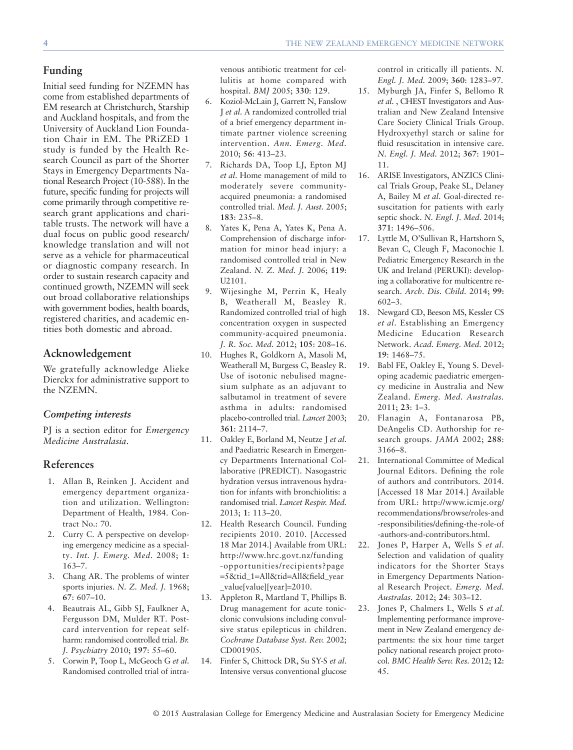## Funding

Initial seed funding for NZEMN has come from established departments of EM research at Christchurch, Starship and Auckland hospitals, and from the University of Auckland Lion Foundation Chair in EM. The PRiZED 1 study is funded by the Health Research Council as part of the Shorter Stays in Emergency Departments National Research Project (10-588). In the future, specific funding for projects will come primarily through competitive research grant applications and charitable trusts. The network will have a dual focus on public good research/knowledge translation and will not serve as a vehicle for pharmaceutical or diagnostic company research. In order to sustain research capacity and continued growth, NZEMN will seek out broad collaborative relationships with government bodies, health boards, registered charities, and academic entities both domestic and abroad.

## Acknowledgement

We gratefully acknowledge Alieke Dierckx for administrative support to the NZEMN.

### *Competing interests*

PJ is a section editor for *Emergency Medicine Australasia*.

## References

1. Allan B, Reinken J. Accident and emergency department organization and utilization. Wellington: Department of Health, 1984. Contract No.: 70.
2. Curry C. A perspective on developing emergency medicine as a specialty. *Int. J. Emerg. Med.* 2008; **1**: 163–7.
3. Chang AR. The problems of winter sports injuries. *N. Z. Med. J.* 1968; **67**: 607–10.
4. Beautrais AL, Gibb SJ, Faulkner A, Fergusson DM, Mulder RT. Postcard intervention for repeat self-harm: randomised controlled trial. *Br. J. Psychiatry* 2010; **197**: 55–60.
5. Corwin P, Toop L, McGeoch G *et al.* Randomised controlled trial of intravenous antibiotic treatment for cellulitis at home compared with hospital. *BMJ* 2005; **330**: 129.
6. Koziol-McLain J, Garrett N, Fanslow J *et al.* A randomized controlled trial of a brief emergency department intimate partner violence screening intervention. *Ann. Emerg. Med.* 2010; **56**: 413–23.
7. Richards DA, Toop LJ, Epton MJ *et al.* Home management of mild to moderately severe community-acquired pneumonia: a randomised controlled trial. *Med. J. Aust.* 2005; **183**: 235–8.
8. Yates K, Pena A, Yates K, Pena A. Comprehension of discharge information for minor head injury: a randomised controlled trial in New Zealand. *N. Z. Med. J.* 2006; **119**: U2101.
9. Wijesinghe M, Perrin K, Healy B, Weatherall M, Beasley R. Randomized controlled trial of high concentration oxygen in suspected community-acquired pneumonia. *J. R. Soc. Med.* 2012; **105**: 208–16.
10. Hughes R, Goldkorn A, Masoli M, Weatherall M, Burgess C, Beasley R. Use of isotonic nebulised magnesium sulphate as an adjuvant to salbutamol in treatment of severe asthma in adults: randomised placebo-controlled trial. *Lancet* 2003; **361**: 2114–7.
11. Oakley E, Borland M, Neutze J *et al.* and Paediatric Research in Emergency Departments International Collaborative (PREDICT). Nasogastric hydration versus intravenous hydration for infants with bronchiolitis: a randomised trial. *Lancet Respir. Med.* 2013; **1**: 113–20.
12. Health Research Council. Funding recipients 2010. 2010. [Accessed 18 Mar 2014.] Available from URL: http://www.hrc.govt.nz/funding-opportunities/recipients?page=5&tid_1=All&tid=All&field_year_value[value][year]=2010.
13. Appleton R, Martland T, Phillips B. Drug management for acute tonic-clonic convulsions including convulsive status epilepticus in children. *Cochrane Database Syst. Rev.* 2002; CD001905.
14. Finfer S, Chittock DR, Su SY-S *et al.* Intensive versus conventional glucose control in critically ill patients. *N. Engl. J. Med.* 2009; **360**: 1283–97.
15. Myburgh JA, Finfer S, Bellomo R *et al.*, CHEST Investigators and Australian and New Zealand Intensive Care Society Clinical Trials Group. Hydroxyethyl starch or saline for fluid resuscitation in intensive care. *N. Engl. J. Med.* 2012; **367**: 1901–11.
16. ARISE Investigators, ANZICS Clinical Trials Group, Peake SL, Delaney A, Bailey M *et al.* Goal-directed resuscitation for patients with early septic shock. *N. Engl. J. Med.* 2014; **371**: 1496–506.
17. Lyttle M, O'Sullivan R, Hartshorn S, Bevan C, Cleugh F, Maconochie I. Pediatric Emergency Research in the UK and Ireland (PERUKI): developing a collaborative for multicentre research. *Arch. Dis. Child.* 2014; **99**: 602–3.
18. Newgard CD, Beeson MS, Kessler CS *et al.* Establishing an Emergency Medicine Education Research Network. *Acad. Emerg. Med.* 2012; **19**: 1468–75.
19. Babl FE, Oakley E, Young S. Developing academic paediatric emergency medicine in Australia and New Zealand. *Emerg. Med. Australas.* 2011; **23**: 1–3.
20. Flanagin A, Fontanarosa PB, DeAngelis CD. Authorship for research groups. *JAMA* 2002; **288**: 3166–8.
21. International Committee of Medical Journal Editors. Defining the role of authors and contributors. 2014. [Accessed 18 Mar 2014.] Available from URL: http://www.icmje.org/recommendations/browse/roles-and-responsibilities/defining-the-role-of-authors-and-contributors.html.
22. Jones P, Harper A, Wells S *et al.* Selection and validation of quality indicators for the Shorter Stays in Emergency Departments National Research Project. *Emerg. Med. Australas.* 2012; **24**: 303–12.
23. Jones P, Chalmers L, Wells S *et al.* Implementing performance improvement in New Zealand emergency departments: the six hour time target policy national research project protocol. *BMC Health Serv. Res.* 2012; **12**: 45.